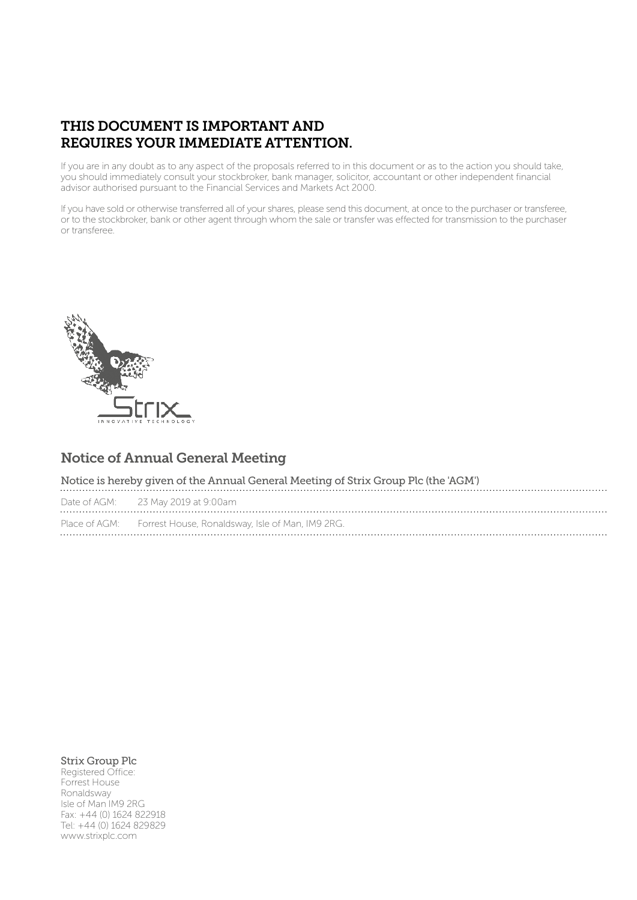# THIS DOCUMENT IS IMPORTANT AND REQUIRES YOUR IMMEDIATE ATTENTION.

If you are in any doubt as to any aspect of the proposals referred to in this document or as to the action you should take, you should immediately consult your stockbroker, bank manager, solicitor, accountant or other independent financial advisor authorised pursuant to the Financial Services and Markets Act 2000.

If you have sold or otherwise transferred all of your shares, please send this document, at once to the purchaser or transferee, or to the stockbroker, bank or other agent through whom the sale or transfer was effected for transmission to the purchaser or transferee.

## Notice of Annual General Meeting

Notice is hereby given of the Annual General Meeting of Strix Group Plc (the 'AGM')

| | |
|---|---|
| Date of AGM: | 23 May 2019 at 9:00am |
| Place of AGM: | Forrest House, Ronaldsway, Isle of Man, IM9 2RG. |

**Strix Group Plc**
Registered Office:
Forrest House
Ronaldsway
Isle of Man IM9 2RG
Fax: +44 (0) 1624 822918
Tel: +44 (0) 1624 829829
www.strixplc.com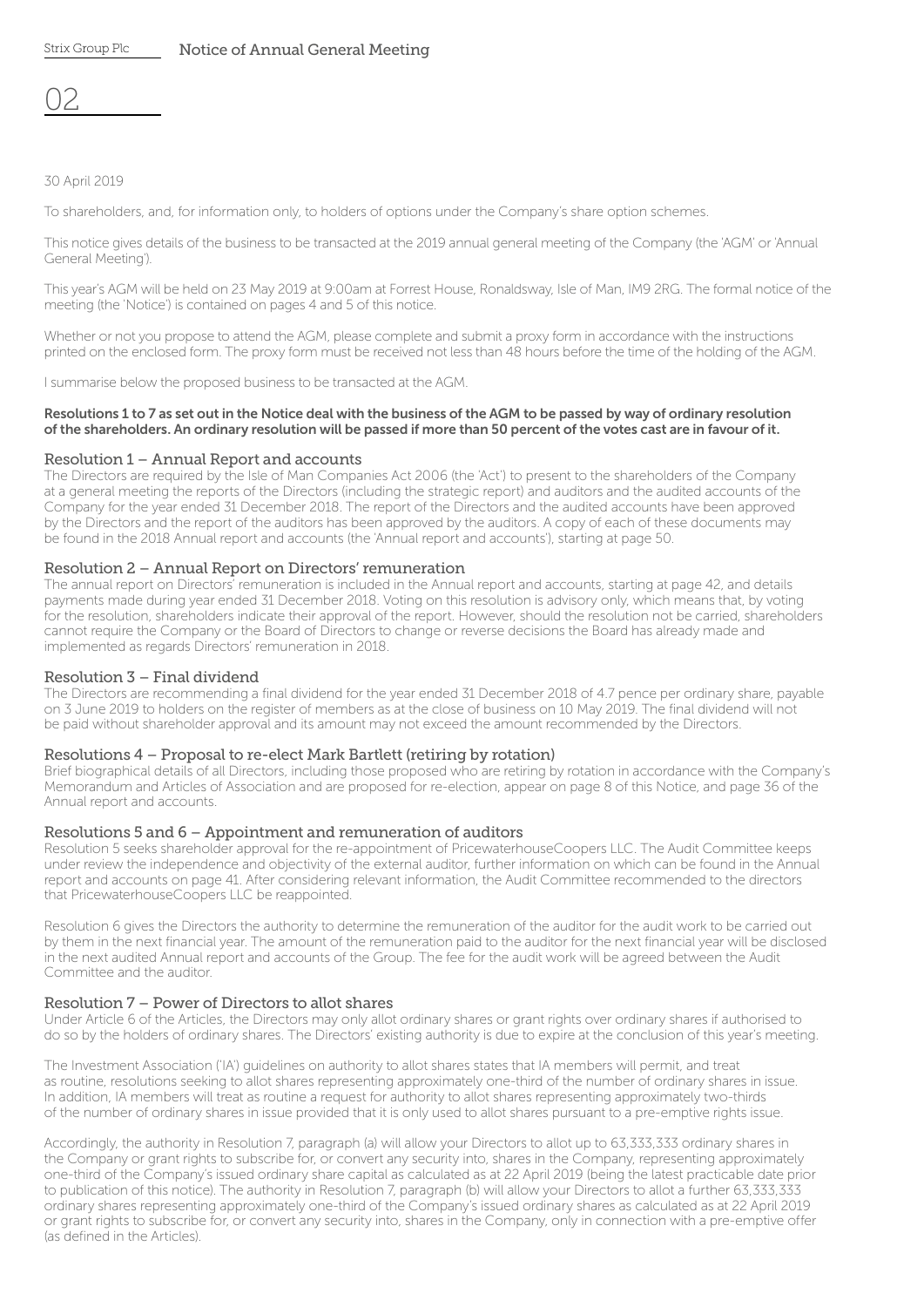30 April 2019

To shareholders, and, for information only, to holders of options under the Company's share option schemes.

This notice gives details of the business to be transacted at the 2019 annual general meeting of the Company (the 'AGM' or 'Annual General Meeting').

This year's AGM will be held on 23 May 2019 at 9:00am at Forrest House, Ronaldsway, Isle of Man, IM9 2RG. The formal notice of the meeting (the 'Notice') is contained on pages 4 and 5 of this notice.

Whether or not you propose to attend the AGM, please complete and submit a proxy form in accordance with the instructions printed on the enclosed form. The proxy form must be received not less than 48 hours before the time of the holding of the AGM.

I summarise below the proposed business to be transacted at the AGM.

**Resolutions 1 to 7 as set out in the Notice deal with the business of the AGM to be passed by way of ordinary resolution of the shareholders. An ordinary resolution will be passed if more than 50 percent of the votes cast are in favour of it.**

## Resolution 1 – Annual Report and accounts

The Directors are required by the Isle of Man Companies Act 2006 (the 'Act') to present to the shareholders of the Company at a general meeting the reports of the Directors (including the strategic report) and auditors and the audited accounts of the Company for the year ended 31 December 2018. The report of the Directors and the audited accounts have been approved by the Directors and the report of the auditors has been approved by the auditors. A copy of each of these documents may be found in the 2018 Annual report and accounts (the 'Annual report and accounts'), starting at page 50.

## Resolution 2 – Annual Report on Directors' remuneration

The annual report on Directors' remuneration is included in the Annual report and accounts, starting at page 42, and details payments made during year ended 31 December 2018. Voting on this resolution is advisory only, which means that, by voting for the resolution, shareholders indicate their approval of the report. However, should the resolution not be carried, shareholders cannot require the Company or the Board of Directors to change or reverse decisions the Board has already made and implemented as regards Directors' remuneration in 2018.

## Resolution 3 – Final dividend

The Directors are recommending a final dividend for the year ended 31 December 2018 of 4.7 pence per ordinary share, payable on 3 June 2019 to holders on the register of members as at the close of business on 10 May 2019. The final dividend will not be paid without shareholder approval and its amount may not exceed the amount recommended by the Directors.

## Resolutions 4 – Proposal to re-elect Mark Bartlett (retiring by rotation)

Brief biographical details of all Directors, including those proposed who are retiring by rotation in accordance with the Company's Memorandum and Articles of Association and are proposed for re-election, appear on page 8 of this Notice, and page 36 of the Annual report and accounts.

## Resolutions 5 and 6 – Appointment and remuneration of auditors

Resolution 5 seeks shareholder approval for the re-appointment of PricewaterhouseCoopers LLC. The Audit Committee keeps under review the independence and objectivity of the external auditor, further information on which can be found in the Annual report and accounts on page 41. After considering relevant information, the Audit Committee recommended to the directors that PricewaterhouseCoopers LLC be reappointed.

Resolution 6 gives the Directors the authority to determine the remuneration of the auditor for the audit work to be carried out by them in the next financial year. The amount of the remuneration paid to the auditor for the next financial year will be disclosed in the next audited Annual report and accounts of the Group. The fee for the audit work will be agreed between the Audit Committee and the auditor.

## Resolution 7 – Power of Directors to allot shares

Under Article 6 of the Articles, the Directors may only allot ordinary shares or grant rights over ordinary shares if authorised to do so by the holders of ordinary shares. The Directors' existing authority is due to expire at the conclusion of this year's meeting.

The Investment Association ('IA') guidelines on authority to allot shares states that IA members will permit, and treat as routine, resolutions seeking to allot shares representing approximately one-third of the number of ordinary shares in issue. In addition, IA members will treat as routine a request for authority to allot shares representing approximately two-thirds of the number of ordinary shares in issue provided that it is only used to allot shares pursuant to a pre-emptive rights issue.

Accordingly, the authority in Resolution 7, paragraph (a) will allow your Directors to allot up to 63,333,333 ordinary shares in the Company or grant rights to subscribe for, or convert any security into, shares in the Company, representing approximately one-third of the Company's issued ordinary share capital as calculated as at 22 April 2019 (being the latest practicable date prior to publication of this notice). The authority in Resolution 7, paragraph (b) will allow your Directors to allot a further 63,333,333 ordinary shares representing approximately one-third of the Company's issued ordinary shares as calculated as at 22 April 2019 or grant rights to subscribe for, or convert any security into, shares in the Company, only in connection with a pre-emptive offer (as defined in the Articles).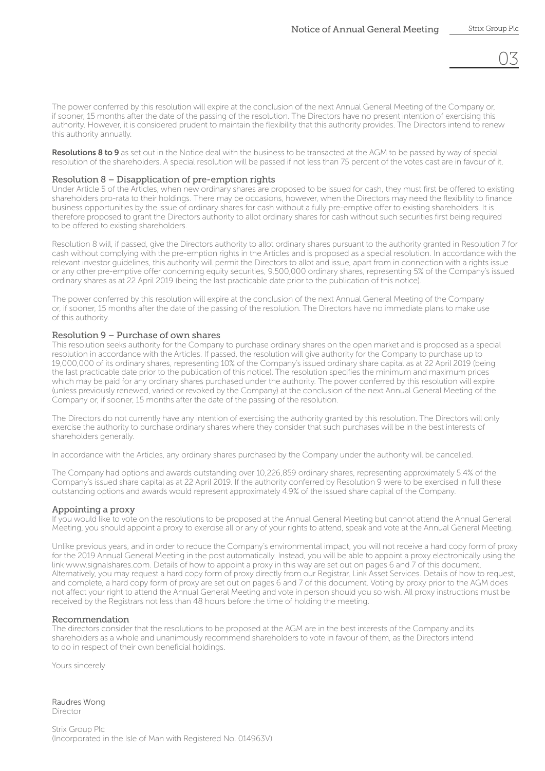The power conferred by this resolution will expire at the conclusion of the next Annual General Meeting of the Company or, if sooner, 15 months after the date of the passing of the resolution. The Directors have no present intention of exercising this authority. However, it is considered prudent to maintain the flexibility that this authority provides. The Directors intend to renew this authority annually.

**Resolutions 8 to 9** as set out in the Notice deal with the business to be transacted at the AGM to be passed by way of special resolution of the shareholders. A special resolution will be passed if not less than 75 percent of the votes cast are in favour of it.

### Resolution 8 – Disapplication of pre-emption rights

Under Article 5 of the Articles, when new ordinary shares are proposed to be issued for cash, they must first be offered to existing shareholders pro-rata to their holdings. There may be occasions, however, when the Directors may need the flexibility to finance business opportunities by the issue of ordinary shares for cash without a fully pre-emptive offer to existing shareholders. It is therefore proposed to grant the Directors authority to allot ordinary shares for cash without such securities first being required to be offered to existing shareholders.

Resolution 8 will, if passed, give the Directors authority to allot ordinary shares pursuant to the authority granted in Resolution 7 for cash without complying with the pre-emption rights in the Articles and is proposed as a special resolution. In accordance with the relevant investor guidelines, this authority will permit the Directors to allot and issue, apart from in connection with a rights issue or any other pre-emptive offer concerning equity securities, 9,500,000 ordinary shares, representing 5% of the Company's issued ordinary shares as at 22 April 2019 (being the last practicable date prior to the publication of this notice).

The power conferred by this resolution will expire at the conclusion of the next Annual General Meeting of the Company or, if sooner, 15 months after the date of the passing of the resolution. The Directors have no immediate plans to make use of this authority.

### Resolution 9 – Purchase of own shares

This resolution seeks authority for the Company to purchase ordinary shares on the open market and is proposed as a special resolution in accordance with the Articles. If passed, the resolution will give authority for the Company to purchase up to 19,000,000 of its ordinary shares, representing 10% of the Company's issued ordinary share capital as at 22 April 2019 (being the last practicable date prior to the publication of this notice). The resolution specifies the minimum and maximum prices which may be paid for any ordinary shares purchased under the authority. The power conferred by this resolution will expire (unless previously renewed, varied or revoked by the Company) at the conclusion of the next Annual General Meeting of the Company or, if sooner, 15 months after the date of the passing of the resolution.

The Directors do not currently have any intention of exercising the authority granted by this resolution. The Directors will only exercise the authority to purchase ordinary shares where they consider that such purchases will be in the best interests of shareholders generally.

In accordance with the Articles, any ordinary shares purchased by the Company under the authority will be cancelled.

The Company had options and awards outstanding over 10,226,859 ordinary shares, representing approximately 5.4% of the Company's issued share capital as at 22 April 2019. If the authority conferred by Resolution 9 were to be exercised in full these outstanding options and awards would represent approximately 4.9% of the issued share capital of the Company.

### Appointing a proxy

If you would like to vote on the resolutions to be proposed at the Annual General Meeting but cannot attend the Annual General Meeting, you should appoint a proxy to exercise all or any of your rights to attend, speak and vote at the Annual General Meeting.

Unlike previous years, and in order to reduce the Company's environmental impact, you will not receive a hard copy form of proxy for the 2019 Annual General Meeting in the post automatically. Instead, you will be able to appoint a proxy electronically using the link www.signalshares.com. Details of how to appoint a proxy in this way are set out on pages 6 and 7 of this document. Alternatively, you may request a hard copy form of proxy directly from our Registrar, Link Asset Services. Details of how to request, and complete, a hard copy form of proxy are set out on pages 6 and 7 of this document. Voting by proxy prior to the AGM does not affect your right to attend the Annual General Meeting and vote in person should you so wish. All proxy instructions must be received by the Registrars not less than 48 hours before the time of holding the meeting.

### Recommendation

The directors consider that the resolutions to be proposed at the AGM are in the best interests of the Company and its shareholders as a whole and unanimously recommend shareholders to vote in favour of them, as the Directors intend to do in respect of their own beneficial holdings.

Yours sincerely

Raudres Wong
Director

Strix Group Plc
(Incorporated in the Isle of Man with Registered No. 014963V)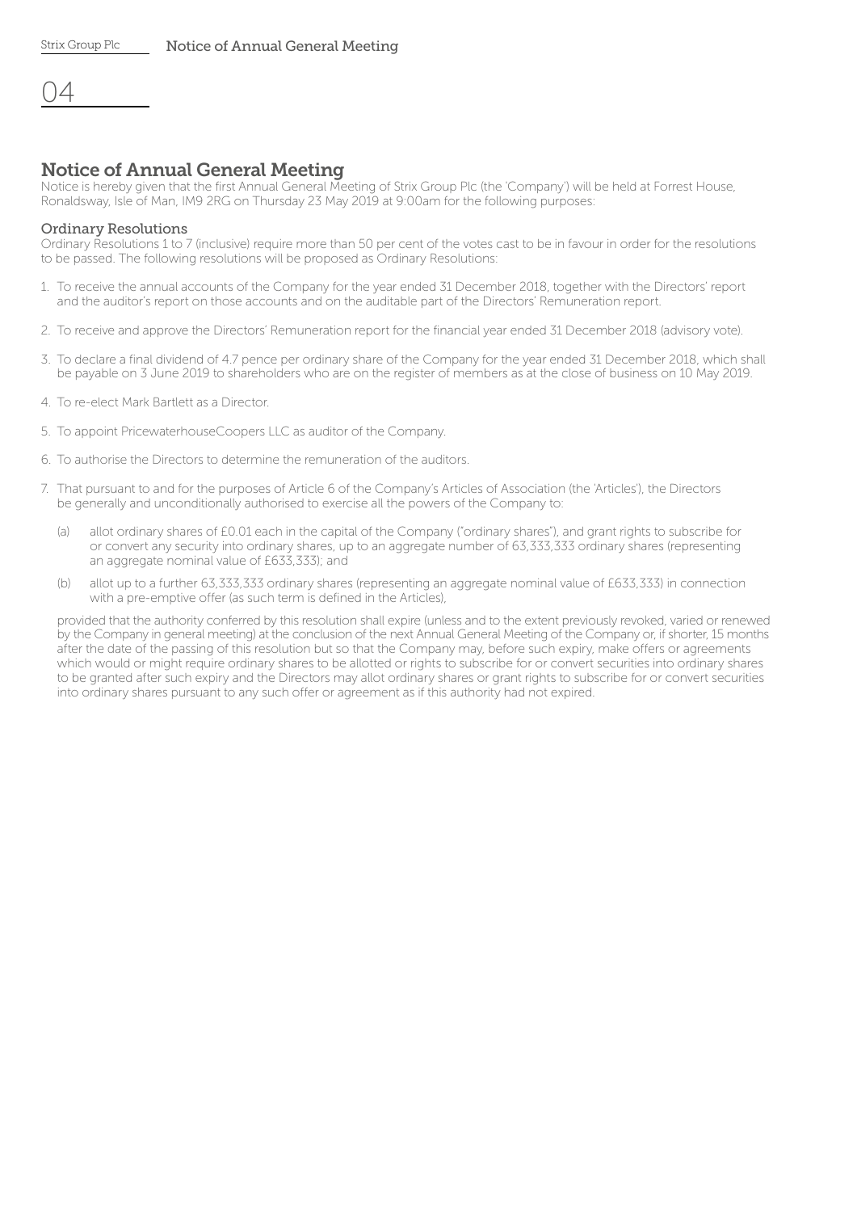## Notice of Annual General Meeting

Notice is hereby given that the first Annual General Meeting of Strix Group Plc (the 'Company') will be held at Forrest House, Ronaldsway, Isle of Man, IM9 2RG on Thursday 23 May 2019 at 9:00am for the following purposes:

### Ordinary Resolutions

Ordinary Resolutions 1 to 7 (inclusive) require more than 50 per cent of the votes cast to be in favour in order for the resolutions to be passed. The following resolutions will be proposed as Ordinary Resolutions:

1. To receive the annual accounts of the Company for the year ended 31 December 2018, together with the Directors' report and the auditor's report on those accounts and on the auditable part of the Directors' Remuneration report.

2. To receive and approve the Directors' Remuneration report for the financial year ended 31 December 2018 (advisory vote).

3. To declare a final dividend of 4.7 pence per ordinary share of the Company for the year ended 31 December 2018, which shall be payable on 3 June 2019 to shareholders who are on the register of members as at the close of business on 10 May 2019.

4. To re-elect Mark Bartlett as a Director.

5. To appoint PricewaterhouseCoopers LLC as auditor of the Company.

6. To authorise the Directors to determine the remuneration of the auditors.

7. That pursuant to and for the purposes of Article 6 of the Company's Articles of Association (the 'Articles'), the Directors be generally and unconditionally authorised to exercise all the powers of the Company to:

   (a) allot ordinary shares of £0.01 each in the capital of the Company ("ordinary shares"), and grant rights to subscribe for or convert any security into ordinary shares, up to an aggregate number of 63,333,333 ordinary shares (representing an aggregate nominal value of £633,333); and

   (b) allot up to a further 63,333,333 ordinary shares (representing an aggregate nominal value of £633,333) in connection with a pre-emptive offer (as such term is defined in the Articles),

   provided that the authority conferred by this resolution shall expire (unless and to the extent previously revoked, varied or renewed by the Company in general meeting) at the conclusion of the next Annual General Meeting of the Company or, if shorter, 15 months after the date of the passing of this resolution but so that the Company may, before such expiry, make offers or agreements which would or might require ordinary shares to be allotted or rights to subscribe for or convert securities into ordinary shares to be granted after such expiry and the Directors may allot ordinary shares or grant rights to subscribe for or convert securities into ordinary shares pursuant to any such offer or agreement as if this authority had not expired.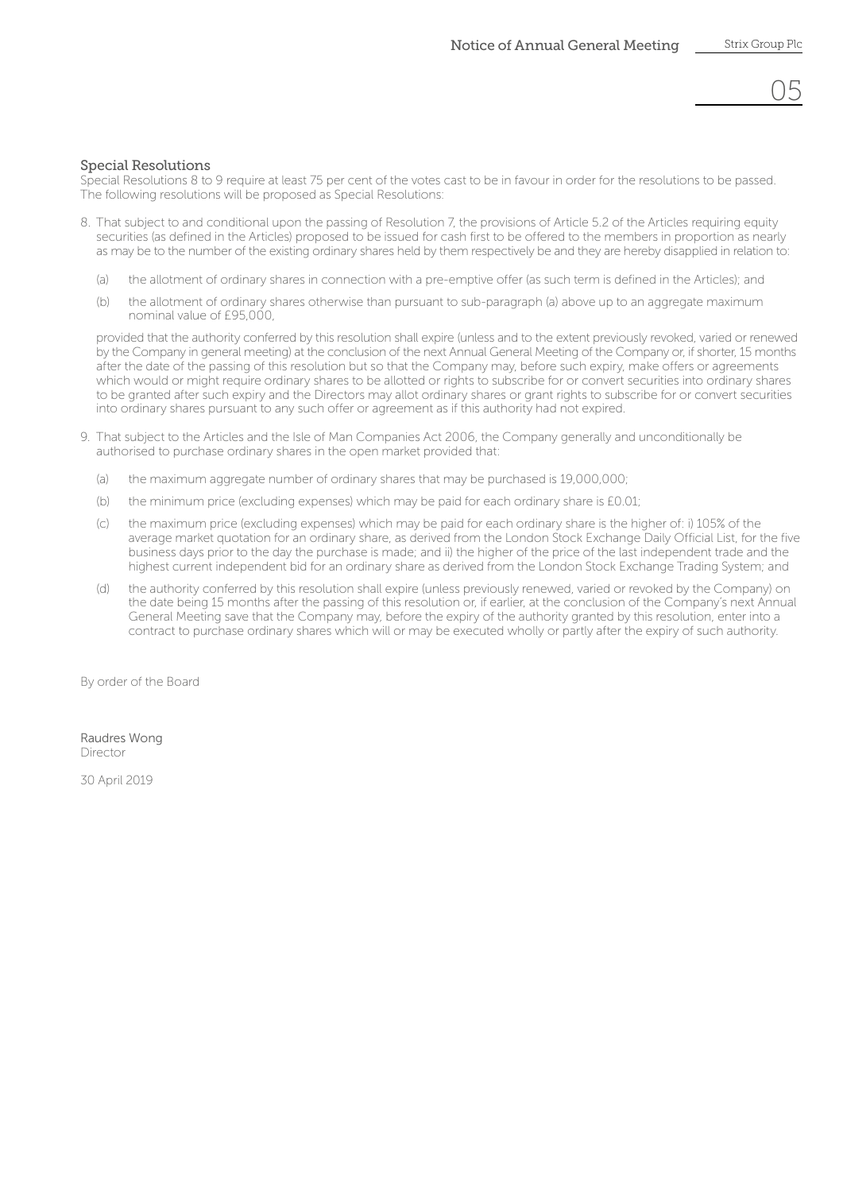## Special Resolutions

Special Resolutions 8 to 9 require at least 75 per cent of the votes cast to be in favour in order for the resolutions to be passed. The following resolutions will be proposed as Special Resolutions:

8. That subject to and conditional upon the passing of Resolution 7, the provisions of Article 5.2 of the Articles requiring equity securities (as defined in the Articles) proposed to be issued for cash first to be offered to the members in proportion as nearly as may be to the number of the existing ordinary shares held by them respectively be and they are hereby disapplied in relation to:

   (a) the allotment of ordinary shares in connection with a pre-emptive offer (as such term is defined in the Articles); and

   (b) the allotment of ordinary shares otherwise than pursuant to sub-paragraph (a) above up to an aggregate maximum nominal value of £95,000,

   provided that the authority conferred by this resolution shall expire (unless and to the extent previously revoked, varied or renewed by the Company in general meeting) at the conclusion of the next Annual General Meeting of the Company or, if shorter, 15 months after the date of the passing of this resolution but so that the Company may, before such expiry, make offers or agreements which would or might require ordinary shares to be allotted or rights to subscribe for or convert securities into ordinary shares to be granted after such expiry and the Directors may allot ordinary shares or grant rights to subscribe for or convert securities into ordinary shares pursuant to any such offer or agreement as if this authority had not expired.

9. That subject to the Articles and the Isle of Man Companies Act 2006, the Company generally and unconditionally be authorised to purchase ordinary shares in the open market provided that:

   (a) the maximum aggregate number of ordinary shares that may be purchased is 19,000,000;

   (b) the minimum price (excluding expenses) which may be paid for each ordinary share is £0.01;

   (c) the maximum price (excluding expenses) which may be paid for each ordinary share is the higher of: i) 105% of the average market quotation for an ordinary share, as derived from the London Stock Exchange Daily Official List, for the five business days prior to the day the purchase is made; and ii) the higher of the price of the last independent trade and the highest current independent bid for an ordinary share as derived from the London Stock Exchange Trading System; and

   (d) the authority conferred by this resolution shall expire (unless previously renewed, varied or revoked by the Company) on the date being 15 months after the passing of this resolution or, if earlier, at the conclusion of the Company's next Annual General Meeting save that the Company may, before the expiry of the authority granted by this resolution, enter into a contract to purchase ordinary shares which will or may be executed wholly or partly after the expiry of such authority.

By order of the Board

Raudres Wong
Director

30 April 2019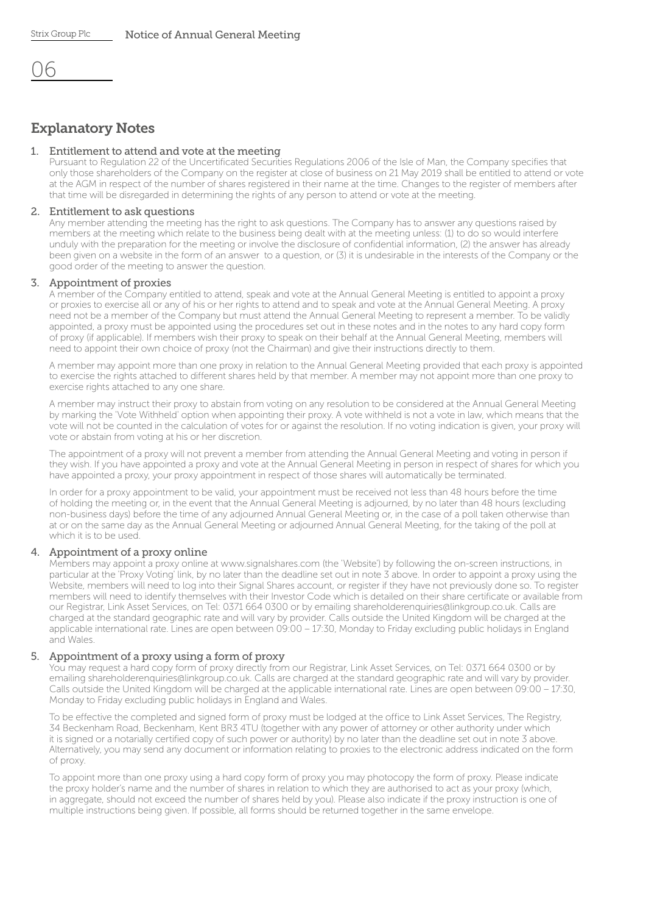## Explanatory Notes

### 1. Entitlement to attend and vote at the meeting

Pursuant to Regulation 22 of the Uncertificated Securities Regulations 2006 of the Isle of Man, the Company specifies that only those shareholders of the Company on the register at close of business on 21 May 2019 shall be entitled to attend or vote at the AGM in respect of the number of shares registered in their name at the time. Changes to the register of members after that time will be disregarded in determining the rights of any person to attend or vote at the meeting.

### 2. Entitlement to ask questions

Any member attending the meeting has the right to ask questions. The Company has to answer any questions raised by members at the meeting which relate to the business being dealt with at the meeting unless: (1) to do so would interfere unduly with the preparation for the meeting or involve the disclosure of confidential information, (2) the answer has already been given on a website in the form of an answer to a question, or (3) it is undesirable in the interests of the Company or the good order of the meeting to answer the question.

### 3. Appointment of proxies

A member of the Company entitled to attend, speak and vote at the Annual General Meeting is entitled to appoint a proxy or proxies to exercise all or any of his or her rights to attend and to speak and vote at the Annual General Meeting. A proxy need not be a member of the Company but must attend the Annual General Meeting to represent a member. To be validly appointed, a proxy must be appointed using the procedures set out in these notes and in the notes to any hard copy form of proxy (if applicable). If members wish their proxy to speak on their behalf at the Annual General Meeting, members will need to appoint their own choice of proxy (not the Chairman) and give their instructions directly to them.

A member may appoint more than one proxy in relation to the Annual General Meeting provided that each proxy is appointed to exercise the rights attached to different shares held by that member. A member may not appoint more than one proxy to exercise rights attached to any one share.

A member may instruct their proxy to abstain from voting on any resolution to be considered at the Annual General Meeting by marking the 'Vote Withheld' option when appointing their proxy. A vote withheld is not a vote in law, which means that the vote will not be counted in the calculation of votes for or against the resolution. If no voting indication is given, your proxy will vote or abstain from voting at his or her discretion.

The appointment of a proxy will not prevent a member from attending the Annual General Meeting and voting in person if they wish. If you have appointed a proxy and vote at the Annual General Meeting in person in respect of shares for which you have appointed a proxy, your proxy appointment in respect of those shares will automatically be terminated.

In order for a proxy appointment to be valid, your appointment must be received not less than 48 hours before the time of holding the meeting or, in the event that the Annual General Meeting is adjourned, by no later than 48 hours (excluding non-business days) before the time of any adjourned Annual General Meeting or, in the case of a poll taken otherwise than at or on the same day as the Annual General Meeting or adjourned Annual General Meeting, for the taking of the poll at which it is to be used.

### 4. Appointment of a proxy online

Members may appoint a proxy online at www.signalshares.com (the 'Website') by following the on-screen instructions, in particular at the 'Proxy Voting' link, by no later than the deadline set out in note 3 above. In order to appoint a proxy using the Website, members will need to log into their Signal Shares account, or register if they have not previously done so. To register members will need to identify themselves with their Investor Code which is detailed on their share certificate or available from our Registrar, Link Asset Services, on Tel: 0371 664 0300 or by emailing shareholderenquiries@linkgroup.co.uk. Calls are charged at the standard geographic rate and will vary by provider. Calls outside the United Kingdom will be charged at the applicable international rate. Lines are open between 09:00 – 17:30, Monday to Friday excluding public holidays in England and Wales.

### 5. Appointment of a proxy using a form of proxy

You may request a hard copy form of proxy directly from our Registrar, Link Asset Services, on Tel: 0371 664 0300 or by emailing shareholderenquiries@linkgroup.co.uk. Calls are charged at the standard geographic rate and will vary by provider. Calls outside the United Kingdom will be charged at the applicable international rate. Lines are open between 09:00 – 17:30, Monday to Friday excluding public holidays in England and Wales.

To be effective the completed and signed form of proxy must be lodged at the office to Link Asset Services, The Registry, 34 Beckenham Road, Beckenham, Kent BR3 4TU (together with any power of attorney or other authority under which it is signed or a notarially certified copy of such power or authority) by no later than the deadline set out in note 3 above. Alternatively, you may send any document or information relating to proxies to the electronic address indicated on the form of proxy.

To appoint more than one proxy using a hard copy form of proxy you may photocopy the form of proxy. Please indicate the proxy holder's name and the number of shares in relation to which they are authorised to act as your proxy (which, in aggregate, should not exceed the number of shares held by you). Please also indicate if the proxy instruction is one of multiple instructions being given. If possible, all forms should be returned together in the same envelope.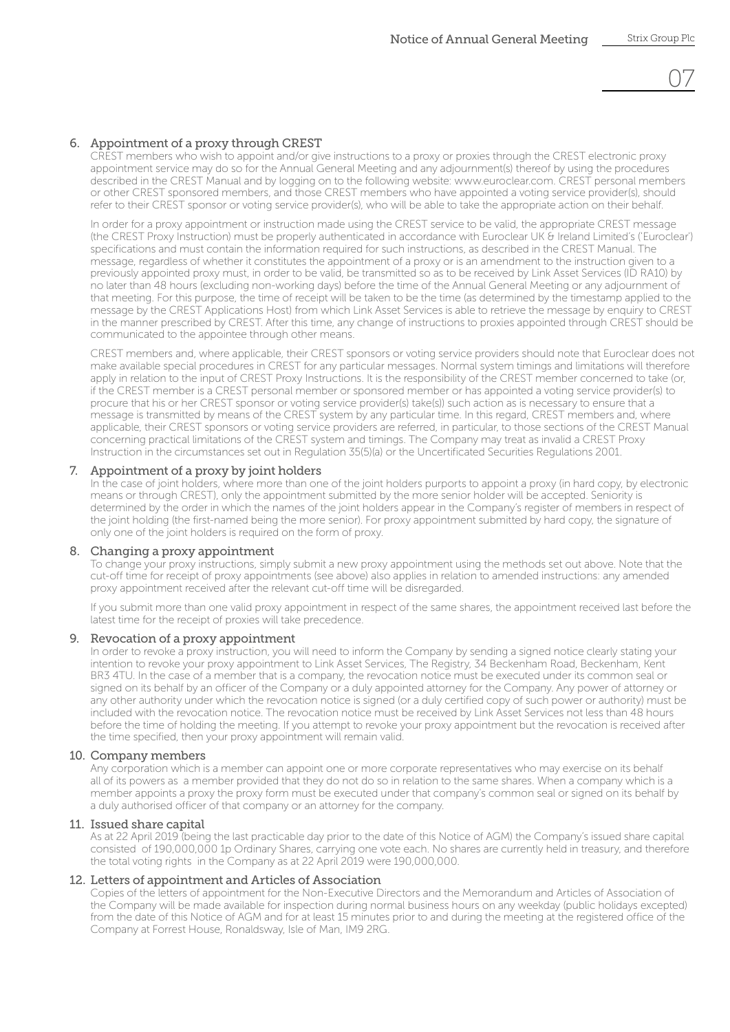## 6. Appointment of a proxy through CREST

CREST members who wish to appoint and/or give instructions to a proxy or proxies through the CREST electronic proxy appointment service may do so for the Annual General Meeting and any adjournment(s) thereof by using the procedures described in the CREST Manual and by logging on to the following website: www.euroclear.com. CREST personal members or other CREST sponsored members, and those CREST members who have appointed a voting service provider(s), should refer to their CREST sponsor or voting service provider(s), who will be able to take the appropriate action on their behalf.

In order for a proxy appointment or instruction made using the CREST service to be valid, the appropriate CREST message (the CREST Proxy Instruction) must be properly authenticated in accordance with Euroclear UK & Ireland Limited's ('Euroclear') specifications and must contain the information required for such instructions, as described in the CREST Manual. The message, regardless of whether it constitutes the appointment of a proxy or is an amendment to the instruction given to a previously appointed proxy must, in order to be valid, be transmitted so as to be received by Link Asset Services (ID RA10) by no later than 48 hours (excluding non-working days) before the time of the Annual General Meeting or any adjournment of that meeting. For this purpose, the time of receipt will be taken to be the time (as determined by the timestamp applied to the message by the CREST Applications Host) from which Link Asset Services is able to retrieve the message by enquiry to CREST in the manner prescribed by CREST. After this time, any change of instructions to proxies appointed through CREST should be communicated to the appointee through other means.

CREST members and, where applicable, their CREST sponsors or voting service providers should note that Euroclear does not make available special procedures in CREST for any particular messages. Normal system timings and limitations will therefore apply in relation to the input of CREST Proxy Instructions. It is the responsibility of the CREST member concerned to take (or, if the CREST member is a CREST personal member or sponsored member or has appointed a voting service provider(s) to procure that his or her CREST sponsor or voting service provider(s) take(s)) such action as is necessary to ensure that a message is transmitted by means of the CREST system by any particular time. In this regard, CREST members and, where applicable, their CREST sponsors or voting service providers are referred, in particular, to those sections of the CREST Manual concerning practical limitations of the CREST system and timings. The Company may treat as invalid a CREST Proxy Instruction in the circumstances set out in Regulation 35(5)(a) or the Uncertificated Securities Regulations 2001.

## 7. Appointment of a proxy by joint holders

In the case of joint holders, where more than one of the joint holders purports to appoint a proxy (in hard copy, by electronic means or through CREST), only the appointment submitted by the more senior holder will be accepted. Seniority is determined by the order in which the names of the joint holders appear in the Company's register of members in respect of the joint holding (the first-named being the more senior). For proxy appointment submitted by hard copy, the signature of only one of the joint holders is required on the form of proxy.

## 8. Changing a proxy appointment

To change your proxy instructions, simply submit a new proxy appointment using the methods set out above. Note that the cut-off time for receipt of proxy appointments (see above) also applies in relation to amended instructions: any amended proxy appointment received after the relevant cut-off time will be disregarded.

If you submit more than one valid proxy appointment in respect of the same shares, the appointment received last before the latest time for the receipt of proxies will take precedence.

## 9. Revocation of a proxy appointment

In order to revoke a proxy instruction, you will need to inform the Company by sending a signed notice clearly stating your intention to revoke your proxy appointment to Link Asset Services, The Registry, 34 Beckenham Road, Beckenham, Kent BR3 4TU. In the case of a member that is a company, the revocation notice must be executed under its common seal or signed on its behalf by an officer of the Company or a duly appointed attorney for the Company. Any power of attorney or any other authority under which the revocation notice is signed (or a duly certified copy of such power or authority) must be included with the revocation notice. The revocation notice must be received by Link Asset Services not less than 48 hours before the time of holding the meeting. If you attempt to revoke your proxy appointment but the revocation is received after the time specified, then your proxy appointment will remain valid.

## 10. Company members

Any corporation which is a member can appoint one or more corporate representatives who may exercise on its behalf all of its powers as a member provided that they do not do so in relation to the same shares. When a company which is a member appoints a proxy the proxy form must be executed under that company's common seal or signed on its behalf by a duly authorised officer of that company or an attorney for the company.

## 11. Issued share capital

As at 22 April 2019 (being the last practicable day prior to the date of this Notice of AGM) the Company's issued share capital consisted of 190,000,000 1p Ordinary Shares, carrying one vote each. No shares are currently held in treasury, and therefore the total voting rights in the Company as at 22 April 2019 were 190,000,000.

## 12. Letters of appointment and Articles of Association

Copies of the letters of appointment for the Non-Executive Directors and the Memorandum and Articles of Association of the Company will be made available for inspection during normal business hours on any weekday (public holidays excepted) from the date of this Notice of AGM and for at least 15 minutes prior to and during the meeting at the registered office of the Company at Forrest House, Ronaldsway, Isle of Man, IM9 2RG.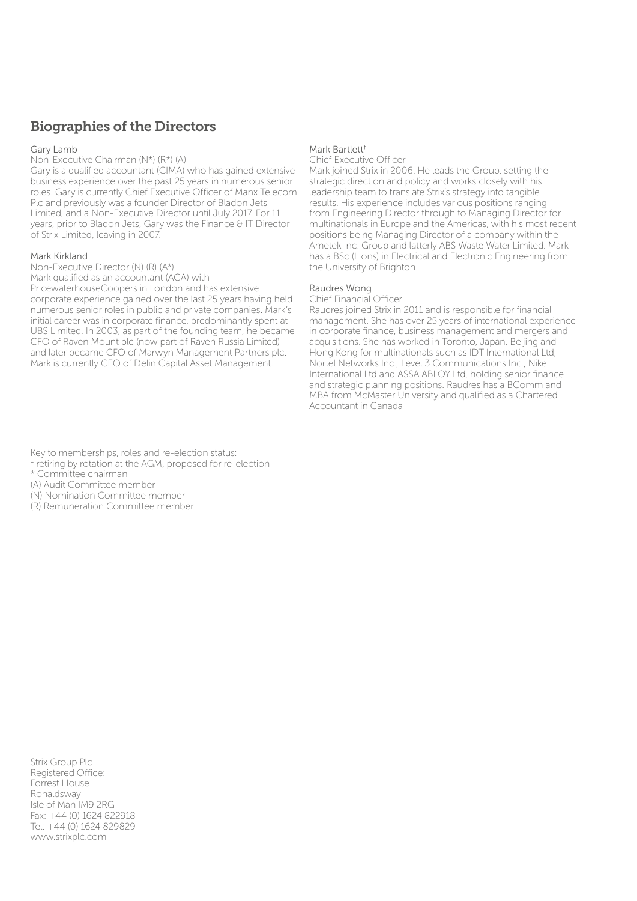# Biographies of the Directors

### Gary Lamb

Non-Executive Chairman (N*) (R*) (A)

Gary is a qualified accountant (CIMA) who has gained extensive business experience over the past 25 years in numerous senior roles. Gary is currently Chief Executive Officer of Manx Telecom Plc and previously was a founder Director of Bladon Jets Limited, and a Non-Executive Director until July 2017. For 11 years, prior to Bladon Jets, Gary was the Finance & IT Director of Strix Limited, leaving in 2007.

### Mark Kirkland

Non-Executive Director (N) (R) (A*)

Mark qualified as an accountant (ACA) with PricewaterhouseCoopers in London and has extensive corporate experience gained over the last 25 years having held numerous senior roles in public and private companies. Mark's initial career was in corporate finance, predominantly spent at UBS Limited. In 2003, as part of the founding team, he became CFO of Raven Mount plc (now part of Raven Russia Limited) and later became CFO of Marwyn Management Partners plc. Mark is currently CEO of Delin Capital Asset Management.

### Mark Bartlett†

Chief Executive Officer

Mark joined Strix in 2006. He leads the Group, setting the strategic direction and policy and works closely with his leadership team to translate Strix's strategy into tangible results. His experience includes various positions ranging from Engineering Director through to Managing Director for multinationals in Europe and the Americas, with his most recent positions being Managing Director of a company within the Ametek Inc. Group and latterly ABS Waste Water Limited. Mark has a BSc (Hons) in Electrical and Electronic Engineering from the University of Brighton.

### Raudres Wong

Chief Financial Officer

Raudres joined Strix in 2011 and is responsible for financial management. She has over 25 years of international experience in corporate finance, business management and mergers and acquisitions. She has worked in Toronto, Japan, Beijing and Hong Kong for multinationals such as IDT International Ltd, Nortel Networks Inc., Level 3 Communications Inc., Nike International Ltd and ASSA ABLOY Ltd, holding senior finance and strategic planning positions. Raudres has a BComm and MBA from McMaster University and qualified as a Chartered Accountant in Canada

Key to memberships, roles and re-election status:
† retiring by rotation at the AGM, proposed for re-election
* Committee chairman
(A) Audit Committee member
(N) Nomination Committee member
(R) Remuneration Committee member

Strix Group Plc
Registered Office:
Forrest House
Ronaldsway
Isle of Man IM9 2RG
Fax: +44 (0) 1624 822918
Tel: +44 (0) 1624 829829
www.strixplc.com